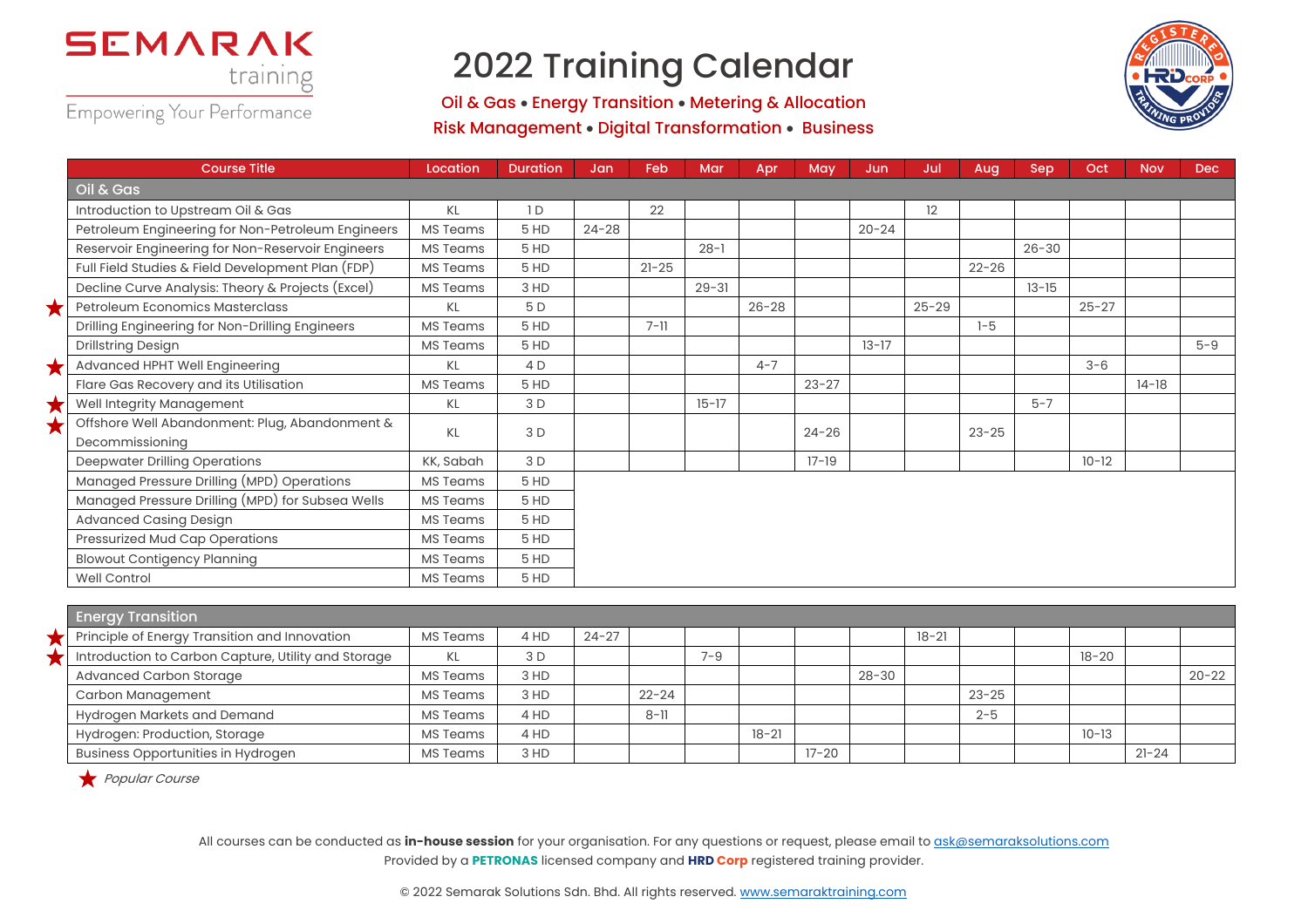# SEMARAK training

Empowering Your Performance

# 2022 Training Calendar

**Oil & Gas • Energy Transition • Metering & Allocation**
**Risk Management • Digital Transformation • Business**

| Course Title | Location | Duration | Jan | Feb | Mar | Apr | May | Jun | Jul | Aug | Sep | Oct | Nov | Dec |
|---|---|---|---|---|---|---|---|---|---|---|---|---|---|---|
| **Oil & Gas** | | | | | | | | | | | | | | |
| Introduction to Upstream Oil & Gas | KL | 1 D | | 22 | | | | | 12 | | | | | |
| Petroleum Engineering for Non-Petroleum Engineers | MS Teams | 5 HD | 24-28 | | | | | 20-24 | | | | | | |
| Reservoir Engineering for Non-Reservoir Engineers | MS Teams | 5 HD | | | 28-1 | | | | | | 26-30 | | | |
| Full Field Studies & Field Development Plan (FDP) | MS Teams | 5 HD | | 21-25 | | | | | | 22-26 | | | | |
| Decline Curve Analysis: Theory & Projects (Excel) | MS Teams | 3 HD | | | 29-31 | | | | | | 13-15 | | | |
| ★ Petroleum Economics Masterclass | KL | 5 D | | | | 26-28 | | | 25-29 | | | 25-27 | | |
| Drilling Engineering for Non-Drilling Engineers | MS Teams | 5 HD | | 7-11 | | | | | | 1-5 | | | | |
| Drillstring Design | MS Teams | 5 HD | | | | | | 13-17 | | | | | | 5-9 |
| ★ Advanced HPHT Well Engineering | KL | 4 D | | | | 4-7 | | | | | | 3-6 | | |
| Flare Gas Recovery and its Utilisation | MS Teams | 5 HD | | | | | 23-27 | | | | | | 14-18 | |
| ★ Well Integrity Management | KL | 3 D | | | 15-17 | | | | | | 5-7 | | | |
| ★ Offshore Well Abandonment: Plug, Abandonment & Decommissioning | KL | 3 D | | | | | 24-26 | | | 23-25 | | | | |
| Deepwater Drilling Operations | KK, Sabah | 3 D | | | | | 17-19 | | | | | 10-12 | | |
| Managed Pressure Drilling (MPD) Operations | MS Teams | 5 HD | | | | | | | | | | | | |
| Managed Pressure Drilling (MPD) for Subsea Wells | MS Teams | 5 HD | | | | | | | | | | | | |
| Advanced Casing Design | MS Teams | 5 HD | | | | | | | | | | | | |
| Pressurized Mud Cap Operations | MS Teams | 5 HD | | | | | | | | | | | | |
| Blowout Contigency Planning | MS Teams | 5 HD | | | | | | | | | | | | |
| Well Control | MS Teams | 5 HD | | | | | | | | | | | | |
| **Energy Transition** | | | | | | | | | | | | | | |
| ★ Principle of Energy Transition and Innovation | MS Teams | 4 HD | 24-27 | | | | | | 18-21 | | | | | |
| ★ Introduction to Carbon Capture, Utility and Storage | KL | 3 D | | | 7-9 | | | | | | | 18-20 | | |
| Advanced Carbon Storage | MS Teams | 3 HD | | | | | | 28-30 | | | | | | 20-22 |
| Carbon Management | MS Teams | 3 HD | | 22-24 | | | | | | 23-25 | | | | |
| Hydrogen Markets and Demand | MS Teams | 4 HD | | 8-11 | | | | | | 2-5 | | | | |
| Hydrogen: Production, Storage | MS Teams | 4 HD | | | | 18-21 | | | | | | 10-13 | | |
| Business Opportunities in Hydrogen | MS Teams | 3 HD | | | | | 17-20 | | | | | | 21-24 | |

★ *Popular Course*

All courses can be conducted as **in-house session** for your organisation. For any questions or request, please email to ask@semaraksolutions.com
Provided by a **PETRONAS** licensed company and **HRD Corp** registered training provider.

© 2022 Semarak Solutions Sdn. Bhd. All rights reserved. www.semaraktraining.com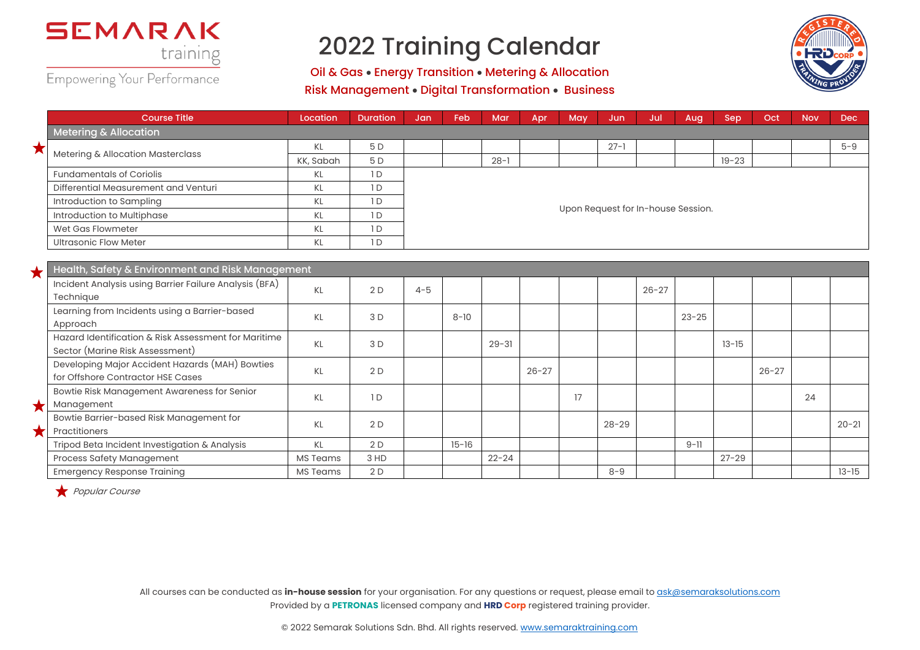SEMARAK training
Empowering Your Performance

# 2022 Training Calendar

**Oil & Gas • Energy Transition • Metering & Allocation**
**Risk Management • Digital Transformation • Business**

| Course Title | Location | Duration | Jan | Feb | Mar | Apr | May | Jun | Jul | Aug | Sep | Oct | Nov | Dec |
|---|---|---|---|---|---|---|---|---|---|---|---|---|---|---|
| **Metering & Allocation** | | | | | | | | | | | | | | |
| ★ Metering & Allocation Masterclass | KL | 5 D | | | | | | 27-1 | | | | | | 5-9 |
| | KK, Sabah | 5 D | | | 28-1 | | | | | | 19-23 | | | |
| Fundamentals of Coriolis | KL | 1 D | Upon Request for In-house Session. | | | | | | | | | | | |
| Differential Measurement and Venturi | KL | 1 D | Upon Request for In-house Session. | | | | | | | | | | | |
| Introduction to Sampling | KL | 1 D | Upon Request for In-house Session. | | | | | | | | | | | |
| Introduction to Multiphase | KL | 1 D | Upon Request for In-house Session. | | | | | | | | | | | |
| Wet Gas Flowmeter | KL | 1 D | Upon Request for In-house Session. | | | | | | | | | | | |
| Ultrasonic Flow Meter | KL | 1 D | Upon Request for In-house Session. | | | | | | | | | | | |
| ★ **Health, Safety & Environment and Risk Management** | | | | | | | | | | | | | | |
| Incident Analysis using Barrier Failure Analysis (BFA) Technique | KL | 2 D | 4-5 | | | | | | 26-27 | | | | | |
| Learning from Incidents using a Barrier-based Approach | KL | 3 D | | 8-10 | | | | | | 23-25 | | | | |
| Hazard Identification & Risk Assessment for Maritime Sector (Marine Risk Assessment) | KL | 3 D | | | 29-31 | | | | | | 13-15 | | | |
| Developing Major Accident Hazards (MAH) Bowties for Offshore Contractor HSE Cases | KL | 2 D | | | | 26-27 | | | | | | 26-27 | | |
| ★ Bowtie Risk Management Awareness for Senior Management | KL | 1 D | | | | | 17 | | | | | | 24 | |
| ★ Bowtie Barrier-based Risk Management for Practitioners | KL | 2 D | | | | | | 28-29 | | | | | | 20-21 |
| Tripod Beta Incident Investigation & Analysis | KL | 2 D | | 15-16 | | | | | | 9-11 | | | | |
| Process Safety Management | MS Teams | 3 HD | | | 22-24 | | | | | | 27-29 | | | |
| Emergency Response Training | MS Teams | 2 D | | | | | | 8-9 | | | | | | 13-15 |

★ *Popular Course*

All courses can be conducted as **in-house session** for your organisation. For any questions or request, please email to ask@semaraksolutions.com
Provided by a **PETRONAS** licensed company and **HRD Corp** registered training provider.

© 2022 Semarak Solutions Sdn. Bhd. All rights reserved. www.semaraktraining.com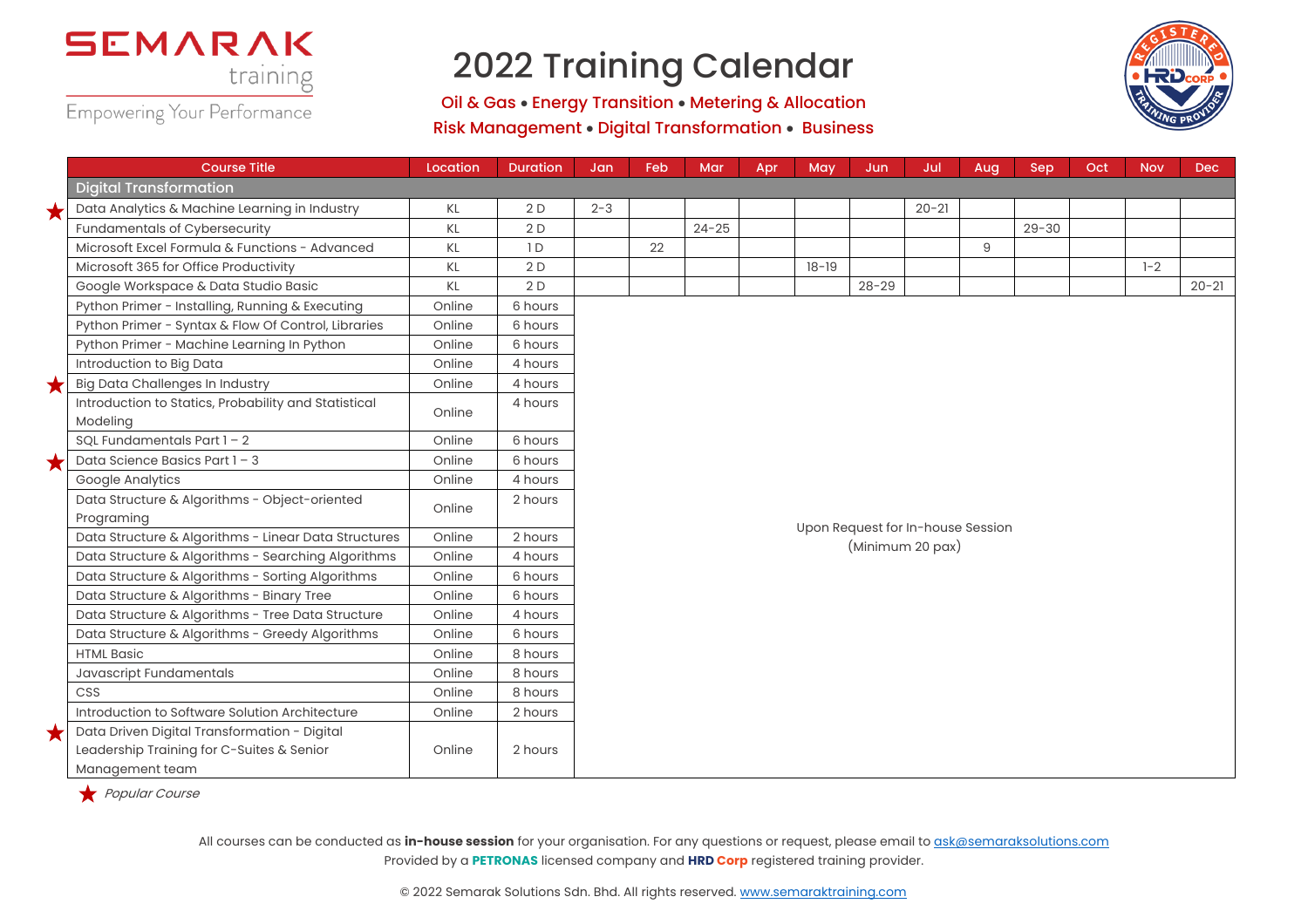# 2022 Training Calendar

SEMARAK training — Empowering Your Performance

**Oil & Gas • Energy Transition • Metering & Allocation**
**Risk Management • Digital Transformation • Business**

| Course Title | Location | Duration | Jan | Feb | Mar | Apr | May | Jun | Jul | Aug | Sep | Oct | Nov | Dec |
|---|---|---|---|---|---|---|---|---|---|---|---|---|---|---|
| **Digital Transformation** | | | | | | | | | | | | | | |
| ★ Data Analytics & Machine Learning in Industry | KL | 2 D | 2-3 | | | | | | 20-21 | | | | | |
| Fundamentals of Cybersecurity | KL | 2 D | | | 24-25 | | | | | | 29-30 | | | |
| Microsoft Excel Formula & Functions - Advanced | KL | 1 D | | 22 | | | | | | 9 | | | | |
| Microsoft 365 for Office Productivity | KL | 2 D | | | | | 18-19 | | | | | | 1-2 | |
| Google Workspace & Data Studio Basic | KL | 2 D | | | | | | 28-29 | | | | | | 20-21 |
| Python Primer - Installing, Running & Executing | Online | 6 hours | Upon Request for In-house Session (Minimum 20 pax) | | | | | | | | | | | |
| Python Primer - Syntax & Flow Of Control, Libraries | Online | 6 hours | | | | | | | | | | | | |
| Python Primer - Machine Learning In Python | Online | 6 hours | | | | | | | | | | | | |
| Introduction to Big Data | Online | 4 hours | | | | | | | | | | | | |
| ★ Big Data Challenges In Industry | Online | 4 hours | | | | | | | | | | | | |
| Introduction to Statics, Probability and Statistical Modeling | Online | 4 hours | | | | | | | | | | | | |
| SQL Fundamentals Part 1 – 2 | Online | 6 hours | | | | | | | | | | | | |
| ★ Data Science Basics Part 1 – 3 | Online | 6 hours | | | | | | | | | | | | |
| Google Analytics | Online | 4 hours | | | | | | | | | | | | |
| Data Structure & Algorithms - Object-oriented Programing | Online | 2 hours | | | | | | | | | | | | |
| Data Structure & Algorithms - Linear Data Structures | Online | 2 hours | | | | | | | | | | | | |
| Data Structure & Algorithms - Searching Algorithms | Online | 4 hours | | | | | | | | | | | | |
| Data Structure & Algorithms - Sorting Algorithms | Online | 6 hours | | | | | | | | | | | | |
| Data Structure & Algorithms - Binary Tree | Online | 6 hours | | | | | | | | | | | | |
| Data Structure & Algorithms - Tree Data Structure | Online | 4 hours | | | | | | | | | | | | |
| Data Structure & Algorithms - Greedy Algorithms | Online | 6 hours | | | | | | | | | | | | |
| HTML Basic | Online | 8 hours | | | | | | | | | | | | |
| Javascript Fundamentals | Online | 8 hours | | | | | | | | | | | | |
| CSS | Online | 8 hours | | | | | | | | | | | | |
| Introduction to Software Solution Architecture | Online | 2 hours | | | | | | | | | | | | |
| ★ Data Driven Digital Transformation - Digital Leadership Training for C-Suites & Senior Management team | Online | 2 hours | | | | | | | | | | | | |

★ *Popular Course*

All courses can be conducted as **in-house session** for your organisation. For any questions or request, please email to ask@semaraksolutions.com
Provided by a **PETRONAS** licensed company and **HRD Corp** registered training provider.

© 2022 Semarak Solutions Sdn. Bhd. All rights reserved. www.semaraktraining.com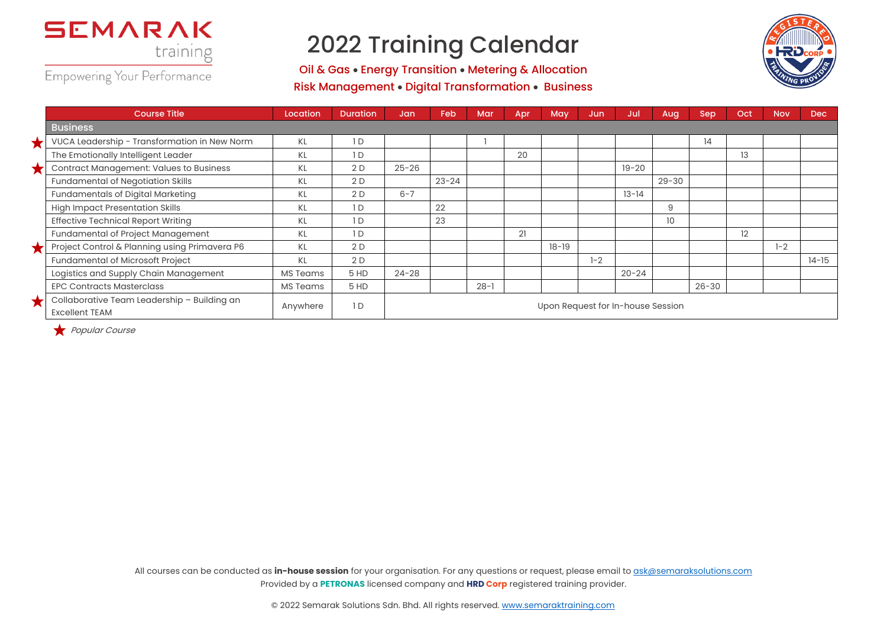# 2022 Training Calendar

Oil & Gas • Energy Transition • Metering & Allocation
Risk Management • Digital Transformation • Business

| Course Title | Location | Duration | Jan | Feb | Mar | Apr | May | Jun | Jul | Aug | Sep | Oct | Nov | Dec |
|---|---|---|---|---|---|---|---|---|---|---|---|---|---|---|
| **Business** | | | | | | | | | | | | | | |
| ★ VUCA Leadership - Transformation in New Norm | KL | 1 D | | | 1 | | | | | | 14 | | | |
| The Emotionally Intelligent Leader | KL | 1 D | | | | 20 | | | | | | 13 | | |
| ★ Contract Management: Values to Business | KL | 2 D | 25-26 | | | | | | 19-20 | | | | | |
| Fundamental of Negotiation Skills | KL | 2 D | | 23-24 | | | | | | 29-30 | | | | |
| Fundamentals of Digital Marketing | KL | 2 D | 6-7 | | | | | | 13-14 | | | | | |
| High Impact Presentation Skills | KL | 1 D | | 22 | | | | | | 9 | | | | |
| Effective Technical Report Writing | KL | 1 D | | 23 | | | | | | 10 | | | | |
| Fundamental of Project Management | KL | 1 D | | | | 21 | | | | | | 12 | | |
| ★ Project Control & Planning using Primavera P6 | KL | 2 D | | | | | 18-19 | | | | | | 1-2 | |
| Fundamental of Microsoft Project | KL | 2 D | | | | | | 1-2 | | | | | | 14-15 |
| Logistics and Supply Chain Management | MS Teams | 5 HD | 24-28 | | | | | | 20-24 | | | | | |
| EPC Contracts Masterclass | MS Teams | 5 HD | | | 28-1 | | | | | | 26-30 | | | |
| ★ Collaborative Team Leadership – Building an Excellent TEAM | Anywhere | 1 D | Upon Request for In-house Session | | | | | | | | | | | |

★ *Popular Course*

All courses can be conducted as **in-house session** for your organisation. For any questions or request, please email to ask@semaraksolutions.com
Provided by a **PETRONAS** licensed company and **HRD Corp** registered training provider.

© 2022 Semarak Solutions Sdn. Bhd. All rights reserved. www.semaraktraining.com